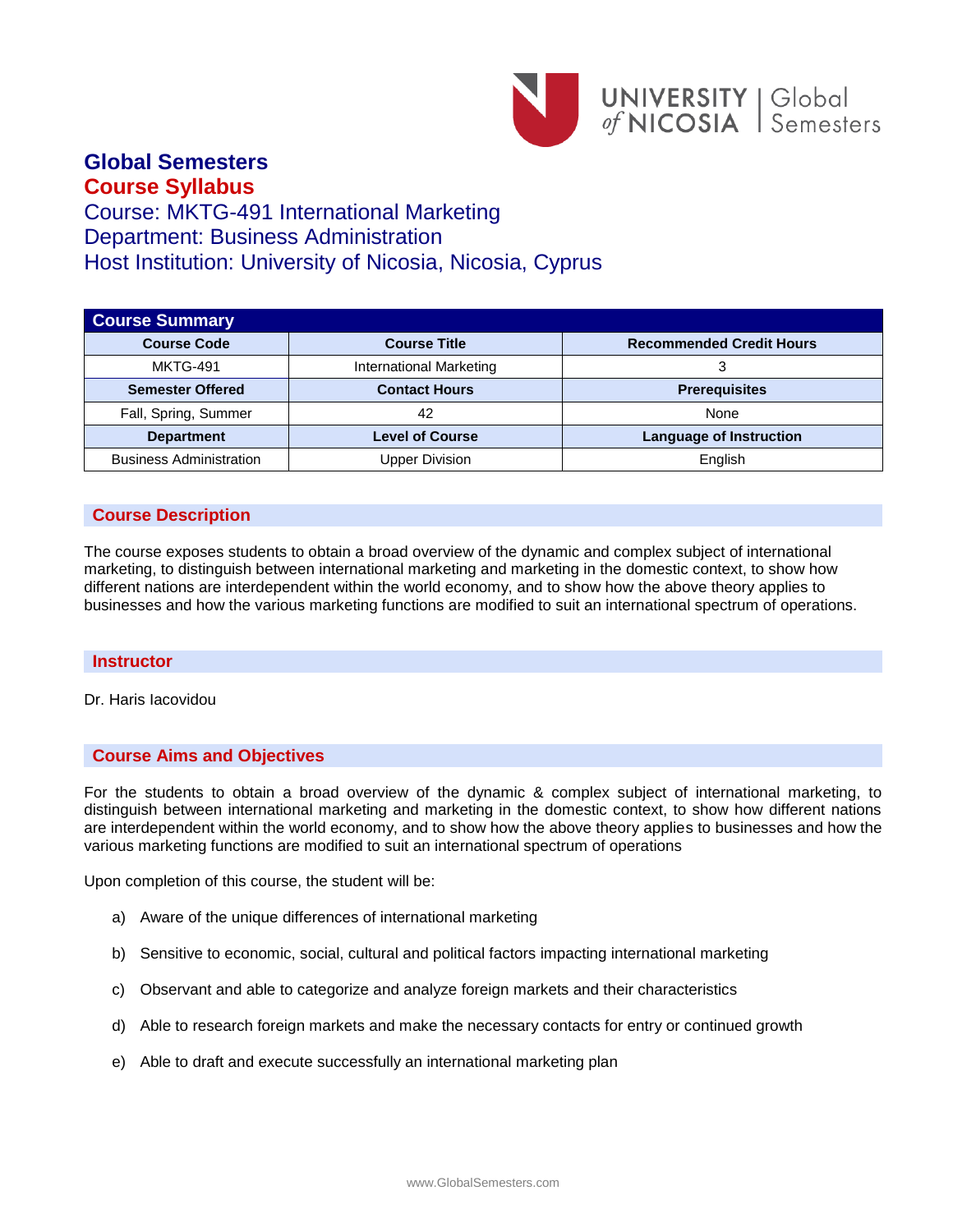# Global Semesters
## Course Syllabus

Course: MKTG-491 International Marketing
Department: Business Administration
Host Institution: University of Nicosia, Nicosia, Cyprus

| Course Summary | | |
|---|---|---|
| **Course Code** | **Course Title** | **Recommended Credit Hours** |
| MKTG-491 | International Marketing | 3 |
| **Semester Offered** | **Contact Hours** | **Prerequisites** |
| Fall, Spring, Summer | 42 | None |
| **Department** | **Level of Course** | **Language of Instruction** |
| Business Administration | Upper Division | English |

## Course Description

The course exposes students to obtain a broad overview of the dynamic and complex subject of international marketing, to distinguish between international marketing and marketing in the domestic context, to show how different nations are interdependent within the world economy, and to show how the above theory applies to businesses and how the various marketing functions are modified to suit an international spectrum of operations.

## Instructor

Dr. Haris Iacovidou

## Course Aims and Objectives

For the students to obtain a broad overview of the dynamic & complex subject of international marketing, to distinguish between international marketing and marketing in the domestic context, to show how different nations are interdependent within the world economy, and to show how the above theory applies to businesses and how the various marketing functions are modified to suit an international spectrum of operations

Upon completion of this course, the student will be:

a) Aware of the unique differences of international marketing

b) Sensitive to economic, social, cultural and political factors impacting international marketing

c) Observant and able to categorize and analyze foreign markets and their characteristics

d) Able to research foreign markets and make the necessary contacts for entry or continued growth

e) Able to draft and execute successfully an international marketing plan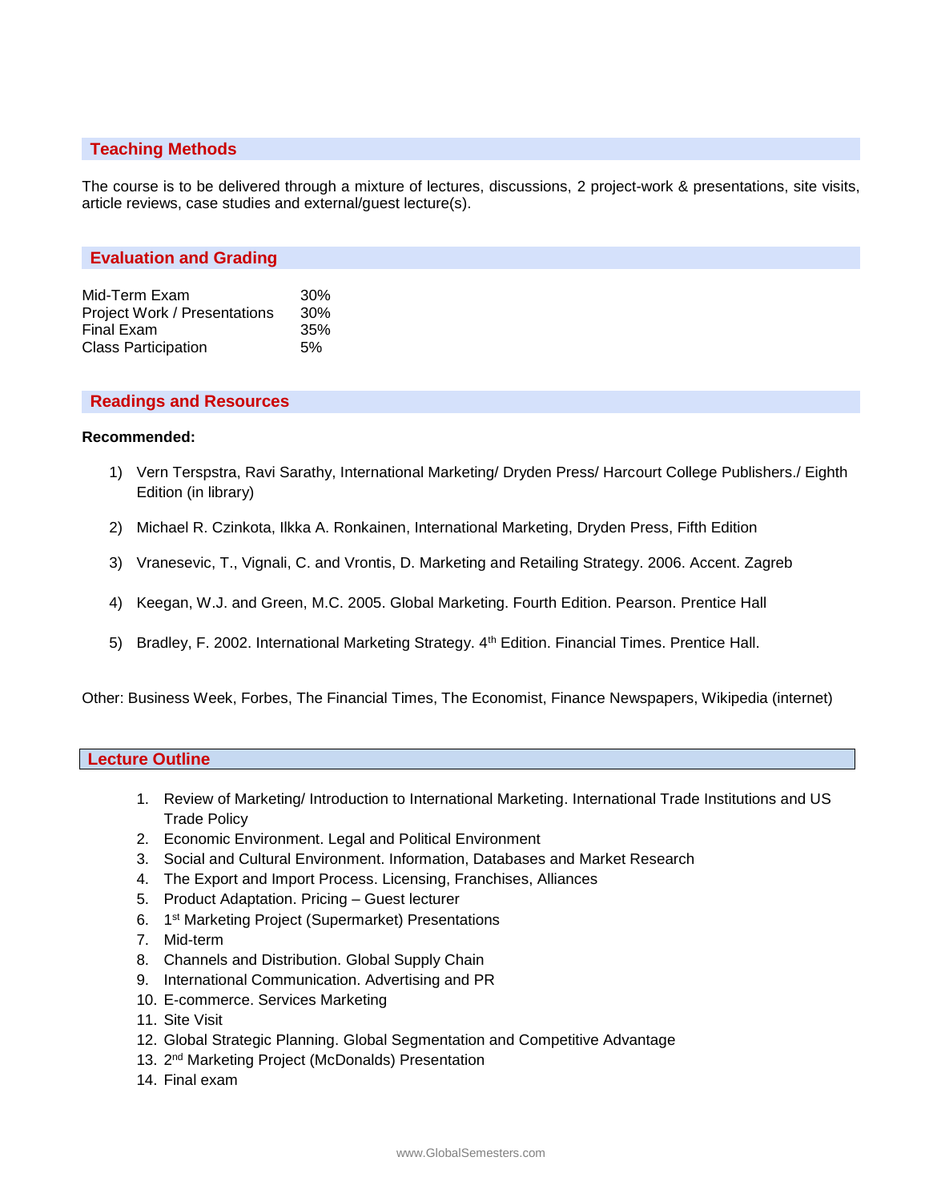## Teaching Methods

The course is to be delivered through a mixture of lectures, discussions, 2 project-work & presentations, site visits, article reviews, case studies and external/guest lecture(s).

## Evaluation and Grading

| | |
|---|---|
| Mid-Term Exam | 30% |
| Project Work / Presentations | 30% |
| Final Exam | 35% |
| Class Participation | 5% |

## Readings and Resources

**Recommended:**

1) Vern Terspstra, Ravi Sarathy, International Marketing/ Dryden Press/ Harcourt College Publishers./ Eighth Edition (in library)

2) Michael R. Czinkota, Ilkka A. Ronkainen, International Marketing, Dryden Press, Fifth Edition

3) Vranesevic, T., Vignali, C. and Vrontis, D. Marketing and Retailing Strategy. 2006. Accent. Zagreb

4) Keegan, W.J. and Green, M.C. 2005. Global Marketing. Fourth Edition. Pearson. Prentice Hall

5) Bradley, F. 2002. International Marketing Strategy. 4th Edition. Financial Times. Prentice Hall.

Other: Business Week, Forbes, The Financial Times, The Economist, Finance Newspapers, Wikipedia (internet)

## Lecture Outline

1. Review of Marketing/ Introduction to International Marketing. International Trade Institutions and US Trade Policy
2. Economic Environment. Legal and Political Environment
3. Social and Cultural Environment. Information, Databases and Market Research
4. The Export and Import Process. Licensing, Franchises, Alliances
5. Product Adaptation. Pricing – Guest lecturer
6. 1st Marketing Project (Supermarket) Presentations
7. Mid-term
8. Channels and Distribution. Global Supply Chain
9. International Communication. Advertising and PR
10. E-commerce. Services Marketing
11. Site Visit
12. Global Strategic Planning. Global Segmentation and Competitive Advantage
13. 2nd Marketing Project (McDonalds) Presentation
14. Final exam